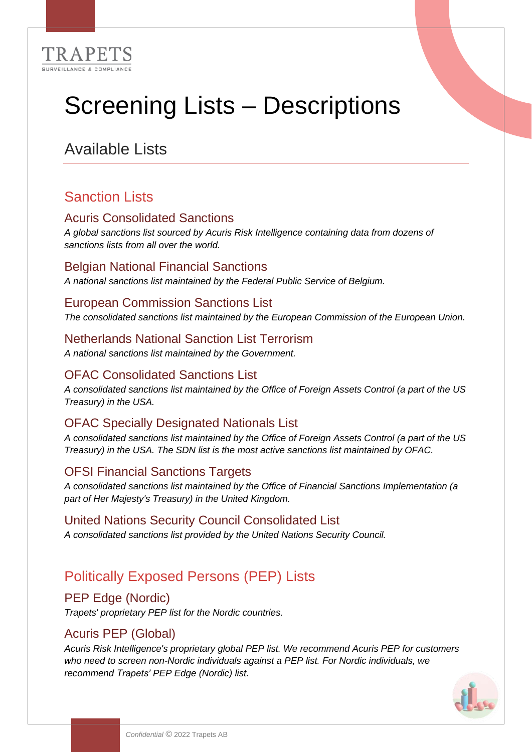TRAPETS
SURVEILLANCE & COMPLIANCE

# Screening Lists – Descriptions

## Available Lists

### Sanction Lists

#### Acuris Consolidated Sanctions

*A global sanctions list sourced by Acuris Risk Intelligence containing data from dozens of sanctions lists from all over the world.*

#### Belgian National Financial Sanctions

*A national sanctions list maintained by the Federal Public Service of Belgium.*

#### European Commission Sanctions List

*The consolidated sanctions list maintained by the European Commission of the European Union.*

#### Netherlands National Sanction List Terrorism

*A national sanctions list maintained by the Government.*

#### OFAC Consolidated Sanctions List

*A consolidated sanctions list maintained by the Office of Foreign Assets Control (a part of the US Treasury) in the USA.*

#### OFAC Specially Designated Nationals List

*A consolidated sanctions list maintained by the Office of Foreign Assets Control (a part of the US Treasury) in the USA. The SDN list is the most active sanctions list maintained by OFAC.*

#### OFSI Financial Sanctions Targets

*A consolidated sanctions list maintained by the Office of Financial Sanctions Implementation (a part of Her Majesty's Treasury) in the United Kingdom.*

#### United Nations Security Council Consolidated List

*A consolidated sanctions list provided by the United Nations Security Council.*

### Politically Exposed Persons (PEP) Lists

#### PEP Edge (Nordic)

*Trapets' proprietary PEP list for the Nordic countries.*

#### Acuris PEP (Global)

*Acuris Risk Intelligence's proprietary global PEP list. We recommend Acuris PEP for customers who need to screen non-Nordic individuals against a PEP list. For Nordic individuals, we recommend Trapets' PEP Edge (Nordic) list.*

*Confidential* © 2022 Trapets AB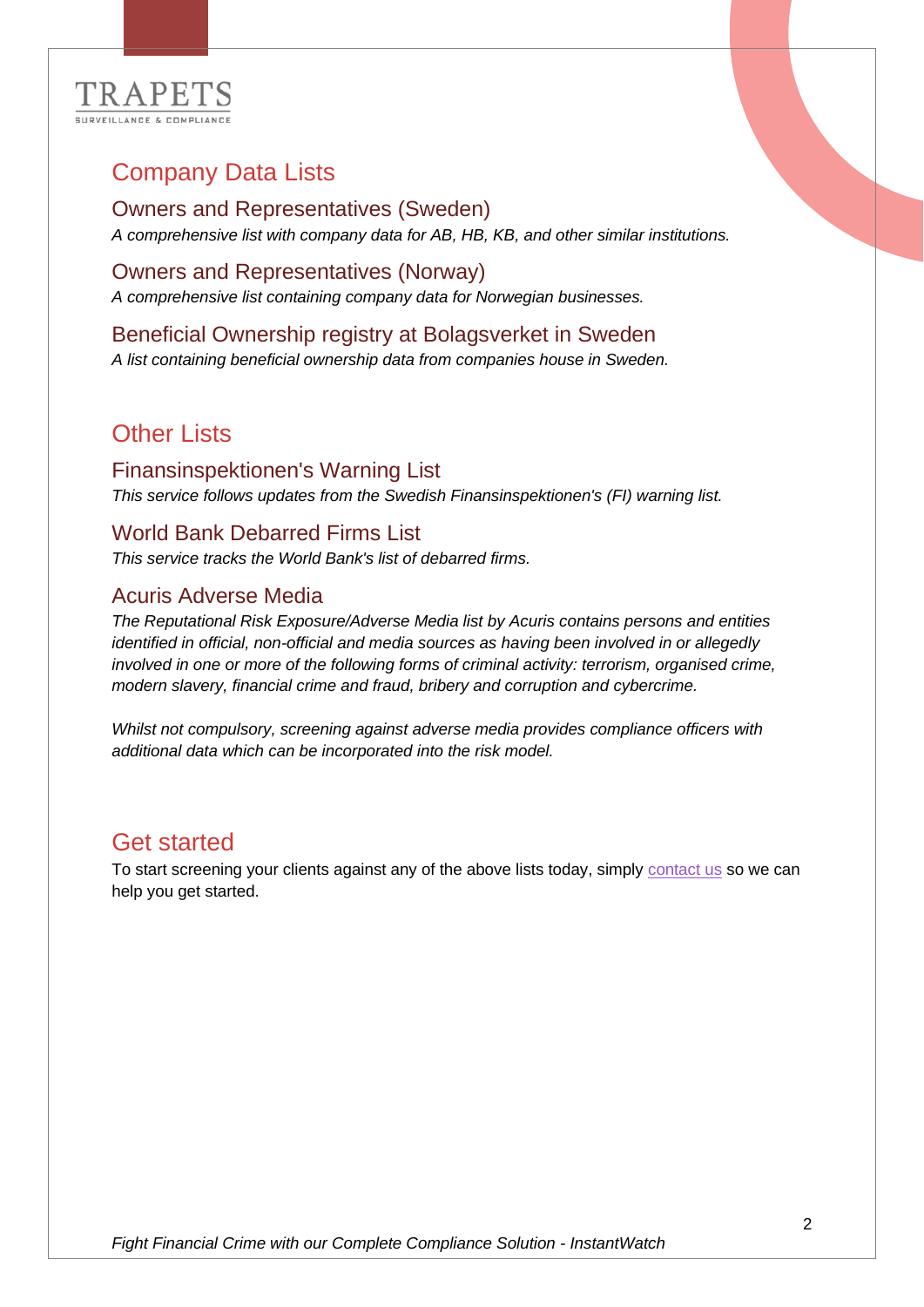## Company Data Lists

### Owners and Representatives (Sweden)

*A comprehensive list with company data for AB, HB, KB, and other similar institutions.*

### Owners and Representatives (Norway)

*A comprehensive list containing company data for Norwegian businesses.*

### Beneficial Ownership registry at Bolagsverket in Sweden

*A list containing beneficial ownership data from companies house in Sweden.*

## Other Lists

### Finansinspektionen's Warning List

*This service follows updates from the Swedish Finansinspektionen's (FI) warning list.*

### World Bank Debarred Firms List

*This service tracks the World Bank's list of debarred firms.*

### Acuris Adverse Media

*The Reputational Risk Exposure/Adverse Media list by Acuris contains persons and entities identified in official, non-official and media sources as having been involved in or allegedly involved in one or more of the following forms of criminal activity: terrorism, organised crime, modern slavery, financial crime and fraud, bribery and corruption and cybercrime.*

*Whilst not compulsory, screening against adverse media provides compliance officers with additional data which can be incorporated into the risk model.*

## Get started

To start screening your clients against any of the above lists today, simply contact us so we can help you get started.